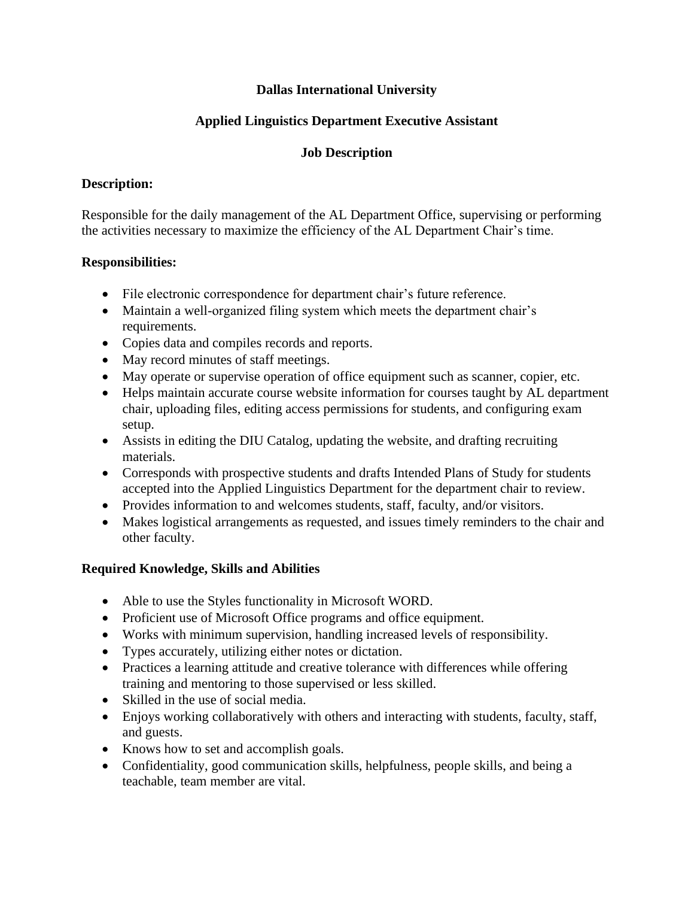# Dallas International University

## Applied Linguistics Department Executive Assistant

## Job Description

**Description:**

Responsible for the daily management of the AL Department Office, supervising or performing the activities necessary to maximize the efficiency of the AL Department Chair's time.

**Responsibilities:**

- File electronic correspondence for department chair's future reference.
- Maintain a well-organized filing system which meets the department chair's requirements.
- Copies data and compiles records and reports.
- May record minutes of staff meetings.
- May operate or supervise operation of office equipment such as scanner, copier, etc.
- Helps maintain accurate course website information for courses taught by AL department chair, uploading files, editing access permissions for students, and configuring exam setup.
- Assists in editing the DIU Catalog, updating the website, and drafting recruiting materials.
- Corresponds with prospective students and drafts Intended Plans of Study for students accepted into the Applied Linguistics Department for the department chair to review.
- Provides information to and welcomes students, staff, faculty, and/or visitors.
- Makes logistical arrangements as requested, and issues timely reminders to the chair and other faculty.

**Required Knowledge, Skills and Abilities**

- Able to use the Styles functionality in Microsoft WORD.
- Proficient use of Microsoft Office programs and office equipment.
- Works with minimum supervision, handling increased levels of responsibility.
- Types accurately, utilizing either notes or dictation.
- Practices a learning attitude and creative tolerance with differences while offering training and mentoring to those supervised or less skilled.
- Skilled in the use of social media.
- Enjoys working collaboratively with others and interacting with students, faculty, staff, and guests.
- Knows how to set and accomplish goals.
- Confidentiality, good communication skills, helpfulness, people skills, and being a teachable, team member are vital.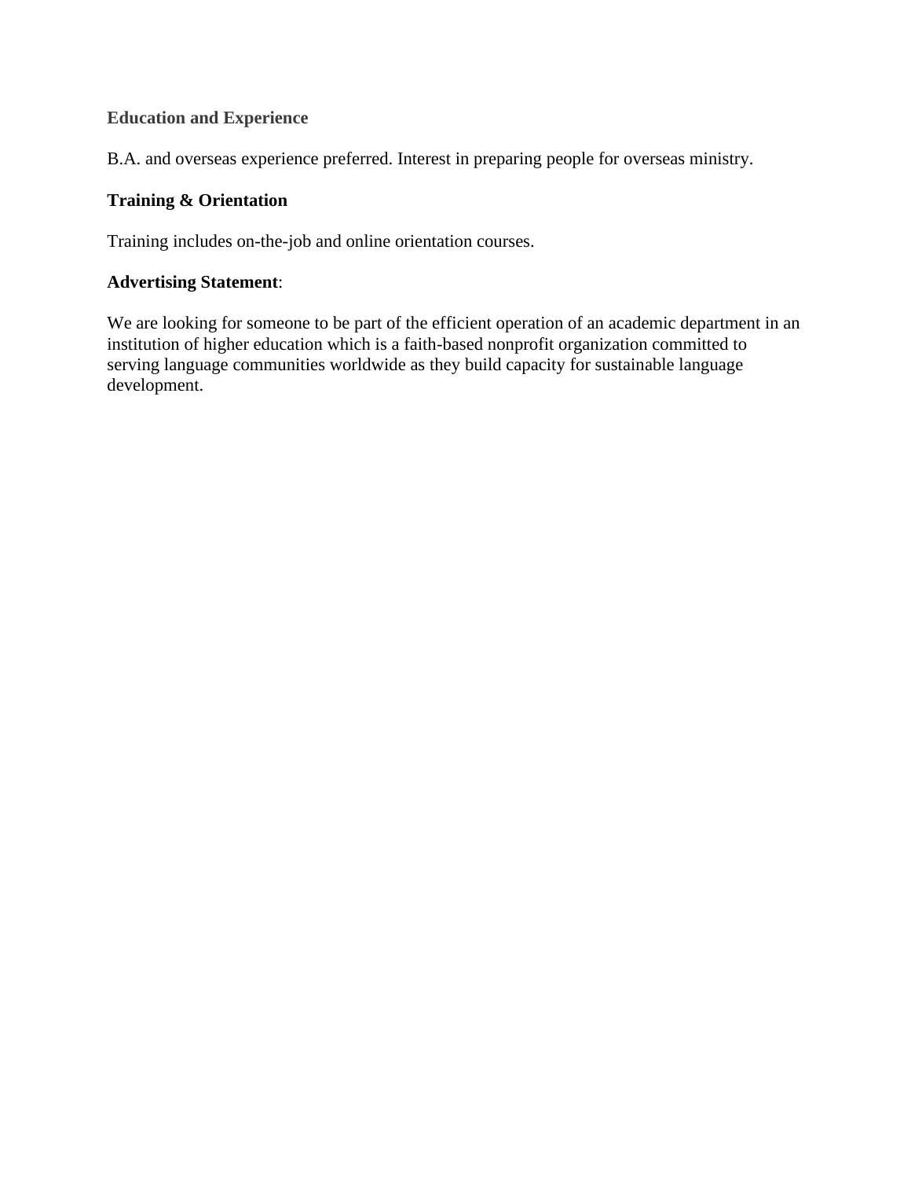**Education and Experience**

B.A. and overseas experience preferred. Interest in preparing people for overseas ministry.

**Training & Orientation**

Training includes on-the-job and online orientation courses.

**Advertising Statement**:

We are looking for someone to be part of the efficient operation of an academic department in an institution of higher education which is a faith-based nonprofit organization committed to serving language communities worldwide as they build capacity for sustainable language development.